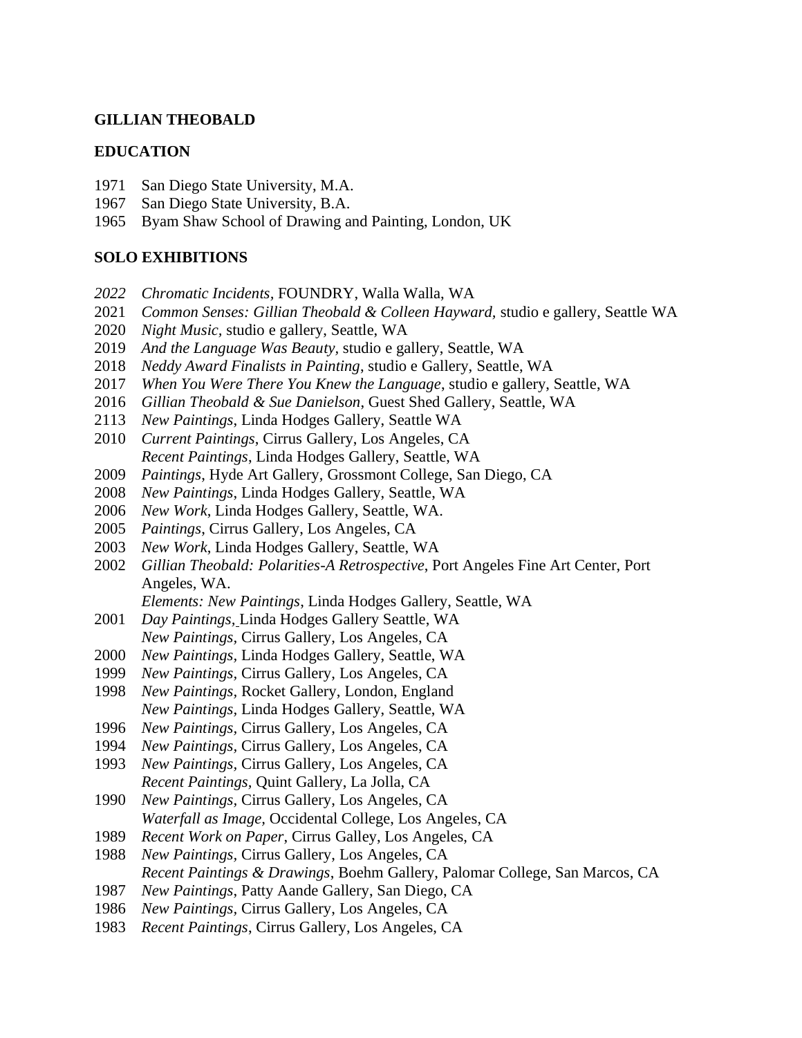**GILLIAN THEOBALD**

**EDUCATION**

1971 San Diego State University, M.A.
1967 San Diego State University, B.A.
1965 Byam Shaw School of Drawing and Painting, London, UK

**SOLO EXHIBITIONS**

*2022* *Chromatic Incidents*, FOUNDRY, Walla Walla, WA
2021 *Common Senses: Gillian Theobald & Colleen Hayward,* studio e gallery, Seattle WA
2020 *Night Music,* studio e gallery, Seattle, WA
2019 *And the Language Was Beauty,* studio e gallery, Seattle, WA
2018 *Neddy Award Finalists in Painting*, studio e Gallery, Seattle, WA
2017 *When You Were There You Knew the Language*, studio e gallery, Seattle, WA
2016 *Gillian Theobald & Sue Danielson*, Guest Shed Gallery, Seattle, WA
2113 *New Paintings*, Linda Hodges Gallery, Seattle WA
2010 *Current Paintings*, Cirrus Gallery, Los Angeles, CA
*Recent Paintings*, Linda Hodges Gallery, Seattle, WA
2009 *Paintings*, Hyde Art Gallery, Grossmont College, San Diego, CA
2008 *New Paintings*, Linda Hodges Gallery, Seattle, WA
2006 *New Work*, Linda Hodges Gallery, Seattle, WA.
2005 *Paintings*, Cirrus Gallery, Los Angeles, CA
2003 *New Work*, Linda Hodges Gallery, Seattle, WA
2002 *Gillian Theobald: Polarities-A Retrospective*, Port Angeles Fine Art Center, Port Angeles, WA.
*Elements: New Paintings*, Linda Hodges Gallery, Seattle, WA
2001 *Day Paintings,* Linda Hodges Gallery Seattle, WA
*New Paintings,* Cirrus Gallery, Los Angeles, CA
2000 *New Paintings*, Linda Hodges Gallery, Seattle, WA
1999 *New Paintings*, Cirrus Gallery, Los Angeles, CA
1998 *New Paintings*, Rocket Gallery, London, England
*New Paintings*, Linda Hodges Gallery, Seattle, WA
1996 *New Paintings,* Cirrus Gallery, Los Angeles, CA
1994 *New Paintings,* Cirrus Gallery, Los Angeles, CA
1993 *New Paintings,* Cirrus Gallery, Los Angeles, CA
*Recent Paintings,* Quint Gallery, La Jolla, CA
1990 *New Paintings,* Cirrus Gallery, Los Angeles, CA
*Waterfall as Image,* Occidental College, Los Angeles, CA
1989 *Recent Work on Paper*, Cirrus Galley, Los Angeles, CA
1988 *New Paintings*, Cirrus Gallery, Los Angeles, CA
*Recent Paintings & Drawings*, Boehm Gallery, Palomar College, San Marcos, CA
1987 *New Paintings*, Patty Aande Gallery, San Diego, CA
1986 *New Paintings,* Cirrus Gallery, Los Angeles, CA
1983 *Recent Paintings*, Cirrus Gallery, Los Angeles, CA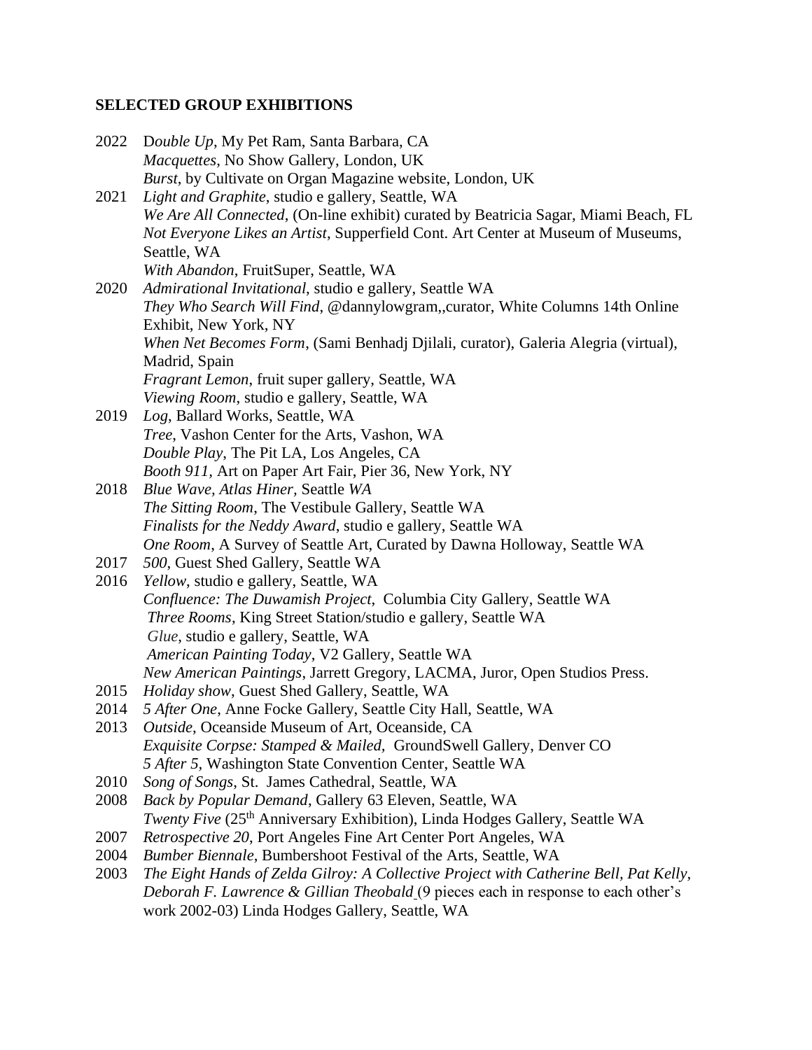## SELECTED GROUP EXHIBITIONS

2022 D*ouble Up*, My Pet Ram, Santa Barbara, CA
*Macquettes*, No Show Gallery, London, UK
*Burst*, by Cultivate on Organ Magazine website, London, UK

2021 *Light and Graphite*, studio e gallery, Seattle, WA
*We Are All Connected*, (On-line exhibit) curated by Beatricia Sagar, Miami Beach, FL
*Not Everyone Likes an Artist*, Supperfield Cont. Art Center at Museum of Museums, Seattle, WA
*With Abandon*, FruitSuper, Seattle, WA

2020 *Admirational Invitational*, studio e gallery, Seattle WA
*They Who Search Will Find*, @dannylowgram,,curator, White Columns 14th Online Exhibit, New York, NY
*When Net Becomes Form*, (Sami Benhadj Djilali, curator), Galeria Alegria (virtual), Madrid, Spain
*Fragrant Lemon*, fruit super gallery, Seattle, WA
*Viewing Room*, studio e gallery, Seattle, WA

2019 *Log*, Ballard Works, Seattle, WA
*Tree*, Vashon Center for the Arts, Vashon, WA
*Double Play*, The Pit LA, Los Angeles, CA
*Booth 911,* Art on Paper Art Fair, Pier 36, New York, NY

2018 *Blue Wave, Atlas Hiner,* Seattle *WA*
*The Sitting Room*, The Vestibule Gallery, Seattle WA
*Finalists for the Neddy Award*, studio e gallery, Seattle WA
*One Room*, A Survey of Seattle Art, Curated by Dawna Holloway, Seattle WA

2017 *500*, Guest Shed Gallery, Seattle WA

2016 *Yellow*, studio e gallery, Seattle, WA
*Confluence: The Duwamish Project*, Columbia City Gallery, Seattle WA
*Three Rooms*, King Street Station/studio e gallery, Seattle WA
*Glue*, studio e gallery, Seattle, WA
*American Painting Today*, V2 Gallery, Seattle WA
*New American Paintings*, Jarrett Gregory, LACMA, Juror, Open Studios Press.

2015 *Holiday show*, Guest Shed Gallery, Seattle, WA

2014 *5 After One*, Anne Focke Gallery, Seattle City Hall, Seattle, WA

2013 *Outside*, Oceanside Museum of Art, Oceanside, CA
*Exquisite Corpse: Stamped & Mailed,* GroundSwell Gallery, Denver CO
*5 After 5*, Washington State Convention Center, Seattle WA

2010 *Song of Songs*, St. James Cathedral, Seattle, WA

2008 *Back by Popular Demand*, Gallery 63 Eleven, Seattle, WA
*Twenty Five* (25th Anniversary Exhibition), Linda Hodges Gallery, Seattle WA

2007 *Retrospective 20,* Port Angeles Fine Art Center Port Angeles, WA

2004 *Bumber Biennale*, Bumbershoot Festival of the Arts, Seattle, WA

2003 *The Eight Hands of Zelda Gilroy: A Collective Project with Catherine Bell, Pat Kelly, Deborah F. Lawrence & Gillian Theobald* (9 pieces each in response to each other's work 2002-03) Linda Hodges Gallery, Seattle, WA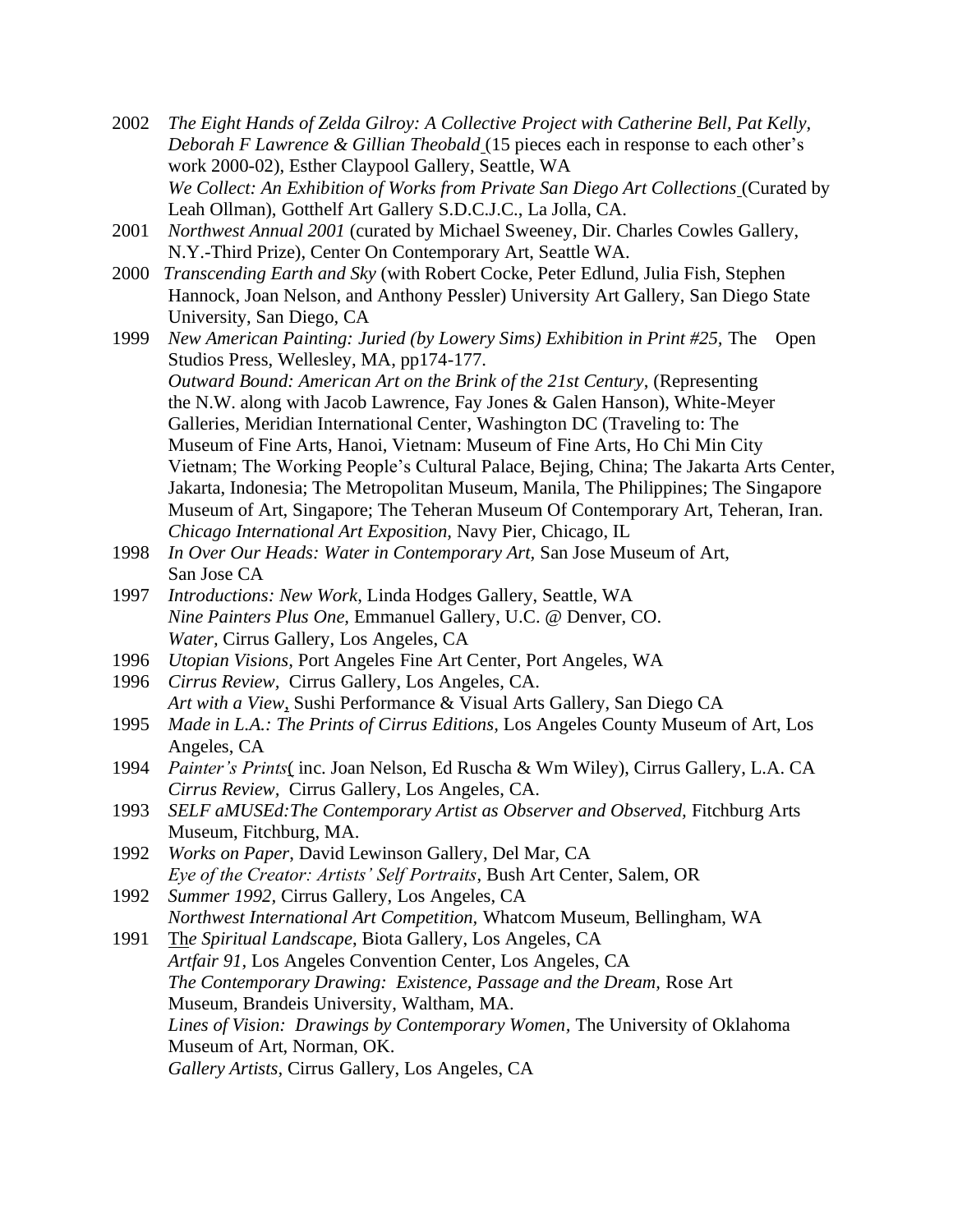2002 *The Eight Hands of Zelda Gilroy: A Collective Project with Catherine Bell, Pat Kelly, Deborah F Lawrence & Gillian Theobald* (15 pieces each in response to each other's work 2000-02), Esther Claypool Gallery, Seattle, WA
*We Collect: An Exhibition of Works from Private San Diego Art Collections* (Curated by Leah Ollman), Gotthelf Art Gallery S.D.C.J.C., La Jolla, CA.

2001 *Northwest Annual 2001* (curated by Michael Sweeney, Dir. Charles Cowles Gallery, N.Y.-Third Prize), Center On Contemporary Art, Seattle WA.

2000 *Transcending Earth and Sky* (with Robert Cocke, Peter Edlund, Julia Fish, Stephen Hannock, Joan Nelson, and Anthony Pessler) University Art Gallery, San Diego State University, San Diego, CA

1999 *New American Painting: Juried (by Lowery Sims) Exhibition in Print #25,* The Open Studios Press, Wellesley, MA, pp174-177.
*Outward Bound: American Art on the Brink of the 21st Century*, (Representing the N.W. along with Jacob Lawrence, Fay Jones & Galen Hanson), White-Meyer Galleries, Meridian International Center, Washington DC (Traveling to: The Museum of Fine Arts, Hanoi, Vietnam: Museum of Fine Arts, Ho Chi Min City Vietnam; The Working People's Cultural Palace, Bejing, China; The Jakarta Arts Center, Jakarta, Indonesia; The Metropolitan Museum, Manila, The Philippines; The Singapore Museum of Art, Singapore; The Teheran Museum Of Contemporary Art, Teheran, Iran.
*Chicago International Art Exposition,* Navy Pier, Chicago, IL

1998 *In Over Our Heads: Water in Contemporary Art,* San Jose Museum of Art, San Jose CA

1997 *Introductions: New Work*, Linda Hodges Gallery, Seattle, WA
*Nine Painters Plus One,* Emmanuel Gallery, U.C. @ Denver, CO.
*Water*, Cirrus Gallery, Los Angeles, CA

1996 *Utopian Visions*, Port Angeles Fine Art Center, Port Angeles, WA

1996 *Cirrus Review*, Cirrus Gallery, Los Angeles, CA.
*Art with a View*, Sushi Performance & Visual Arts Gallery, San Diego CA

1995 *Made in L.A.: The Prints of Cirrus Editions,* Los Angeles County Museum of Art, Los Angeles, CA

1994 *Painter's Prints*( inc. Joan Nelson, Ed Ruscha & Wm Wiley), Cirrus Gallery, L.A. CA
*Cirrus Review*, Cirrus Gallery, Los Angeles, CA.

1993 *SELF aMUSEd:The Contemporary Artist as Observer and Observed,* Fitchburg Arts Museum, Fitchburg, MA.

1992 *Works on Paper*, David Lewinson Gallery, Del Mar, CA
*Eye of the Creator: Artists' Self Portraits*, Bush Art Center, Salem, OR

1992 *Summer 1992,* Cirrus Gallery, Los Angeles, CA
*Northwest International Art Competition,* Whatcom Museum, Bellingham, WA

1991 *The Spiritual Landscape*, Biota Gallery, Los Angeles, CA
*Artfair 91*, Los Angeles Convention Center, Los Angeles, CA
*The Contemporary Drawing: Existence, Passage and the Dream,* Rose Art Museum, Brandeis University, Waltham, MA.
*Lines of Vision: Drawings by Contemporary Women*, The University of Oklahoma Museum of Art, Norman, OK.
*Gallery Artists*, Cirrus Gallery, Los Angeles, CA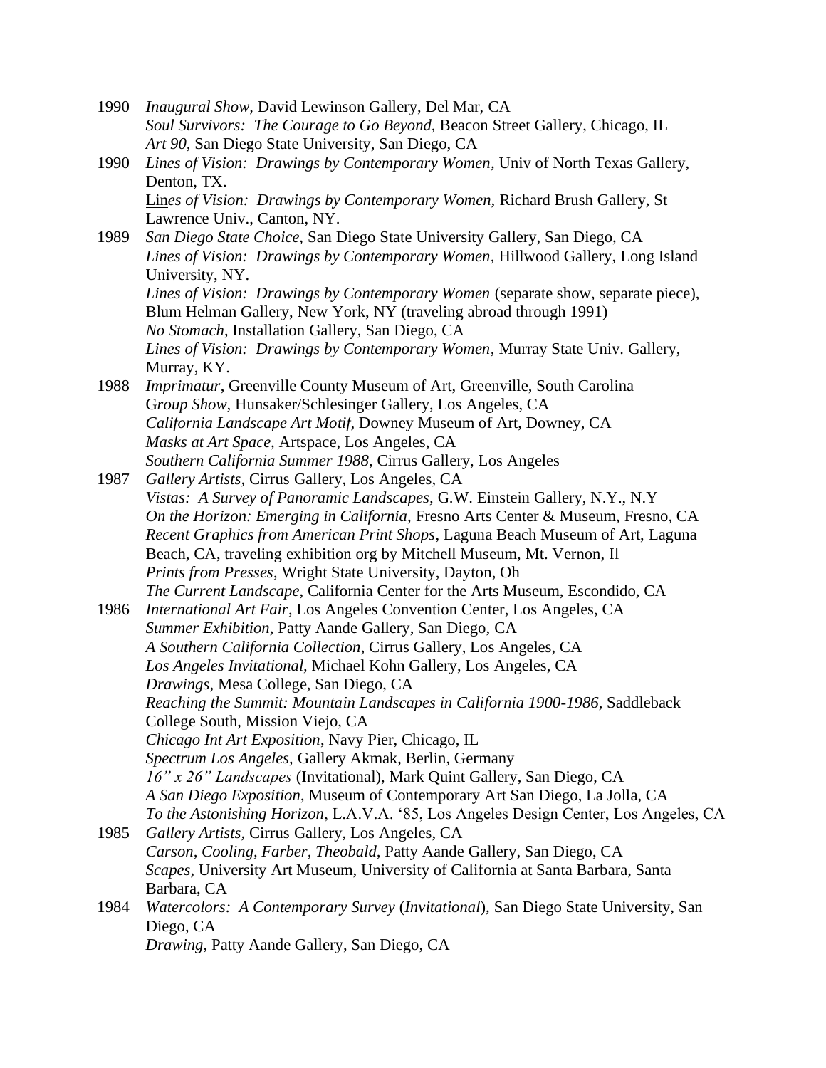1990 *Inaugural Show,* David Lewinson Gallery, Del Mar, CA
*Soul Survivors: The Courage to Go Beyond,* Beacon Street Gallery, Chicago, IL
*Art 90,* San Diego State University, San Diego, CA

1990 *Lines of Vision: Drawings by Contemporary Women,* Univ of North Texas Gallery, Denton, TX.
*Lines of Vision: Drawings by Contemporary Women,* Richard Brush Gallery, St Lawrence Univ., Canton, NY.

1989 *San Diego State Choice,* San Diego State University Gallery, San Diego, CA
*Lines of Vision: Drawings by Contemporary Women,* Hillwood Gallery, Long Island University, NY.
*Lines of Vision: Drawings by Contemporary Women* (separate show, separate piece), Blum Helman Gallery, New York, NY (traveling abroad through 1991)
*No Stomach*, Installation Gallery, San Diego, CA
*Lines of Vision: Drawings by Contemporary Women,* Murray State Univ. Gallery, Murray, KY.

1988 *Imprimatur*, Greenville County Museum of Art, Greenville, South Carolina
*Group Show,* Hunsaker/Schlesinger Gallery, Los Angeles, CA
*California Landscape Art Motif,* Downey Museum of Art, Downey, CA
*Masks at Art Space,* Artspace, Los Angeles, CA
*Southern California Summer 1988*, Cirrus Gallery, Los Angeles

1987 *Gallery Artists,* Cirrus Gallery, Los Angeles, CA
*Vistas: A Survey of Panoramic Landscapes*, G.W. Einstein Gallery, N.Y., N.Y
*On the Horizon: Emerging in California,* Fresno Arts Center & Museum, Fresno, CA
*Recent Graphics from American Print Shops*, Laguna Beach Museum of Art, Laguna Beach, CA, traveling exhibition org by Mitchell Museum, Mt. Vernon, Il
*Prints from Presses,* Wright State University, Dayton, Oh
*The Current Landscape*, California Center for the Arts Museum, Escondido, CA

1986 *International Art Fair*, Los Angeles Convention Center, Los Angeles, CA
*Summer Exhibition,* Patty Aande Gallery, San Diego, CA
*A Southern California Collection*, Cirrus Gallery, Los Angeles, CA
*Los Angeles Invitational,* Michael Kohn Gallery, Los Angeles, CA
*Drawings,* Mesa College, San Diego, CA
*Reaching the Summit: Mountain Landscapes in California 1900-1986,* Saddleback College South, Mission Viejo, CA
*Chicago Int Art Exposition*, Navy Pier, Chicago, IL
*Spectrum Los Angeles,* Gallery Akmak, Berlin, Germany
*16" x 26" Landscapes* (Invitational), Mark Quint Gallery, San Diego, CA
*A San Diego Exposition*, Museum of Contemporary Art San Diego, La Jolla, CA
*To the Astonishing Horizon*, L.A.V.A. '85, Los Angeles Design Center, Los Angeles, CA

1985 *Gallery Artists,* Cirrus Gallery, Los Angeles, CA
*Carson, Cooling, Farber, Theobald,* Patty Aande Gallery, San Diego, CA
*Scapes*, University Art Museum, University of California at Santa Barbara, Santa Barbara, CA

1984 *Watercolors: A Contemporary Survey* (*Invitational*), San Diego State University, San Diego, CA
*Drawing,* Patty Aande Gallery, San Diego, CA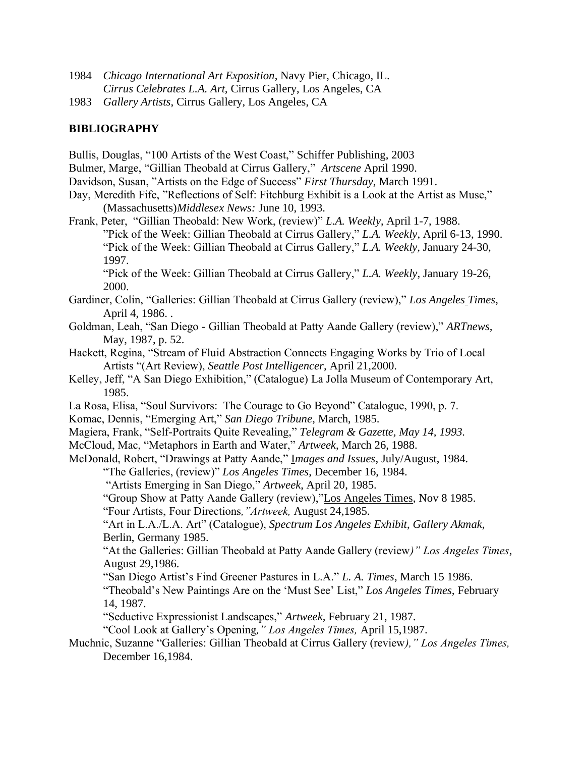1984 *Chicago International Art Exposition*, Navy Pier, Chicago, IL.
*Cirrus Celebrates L.A. Art*, Cirrus Gallery, Los Angeles, CA

1983 *Gallery Artists*, Cirrus Gallery, Los Angeles, CA

**BIBLIOGRAPHY**

Bullis, Douglas, "100 Artists of the West Coast," Schiffer Publishing, 2003

Bulmer, Marge, "Gillian Theobald at Cirrus Gallery," *Artscene* April 1990.

Davidson, Susan, "Artists on the Edge of Success" *First Thursday*, March 1991.

Day, Meredith Fife, "Reflections of Self: Fitchburg Exhibit is a Look at the Artist as Muse," (Massachusetts)*Middlesex News:* June 10, 1993.

Frank, Peter, "Gillian Theobald: New Work, (review)" *L.A. Weekly*, April 1-7, 1988.
"Pick of the Week: Gillian Theobald at Cirrus Gallery," *L.A. Weekly*, April 6-13, 1990.
"Pick of the Week: Gillian Theobald at Cirrus Gallery," *L.A. Weekly,* January 24-30, 1997.
"Pick of the Week: Gillian Theobald at Cirrus Gallery," *L.A. Weekly*, January 19-26, 2000.

Gardiner, Colin, "Galleries: Gillian Theobald at Cirrus Gallery (review)," *Los Angeles Times*, April 4, 1986. .

Goldman, Leah, "San Diego - Gillian Theobald at Patty Aande Gallery (review)," *ARTnews,* May, 1987, p. 52.

Hackett, Regina, "Stream of Fluid Abstraction Connects Engaging Works by Trio of Local Artists "(Art Review), *Seattle Post Intelligencer,* April 21,2000.

Kelley, Jeff, "A San Diego Exhibition," (Catalogue) La Jolla Museum of Contemporary Art, 1985.

La Rosa, Elisa, "Soul Survivors: The Courage to Go Beyond" Catalogue, 1990, p. 7.

Komac, Dennis, "Emerging Art," *San Diego Tribune,* March, 1985.

Magiera, Frank, "Self-Portraits Quite Revealing," *Telegram & Gazette, May 14, 1993.*

McCloud, Mac, "Metaphors in Earth and Water," *Artweek*, March 26, 1988.

McDonald, Robert, "Drawings at Patty Aande," *Images and Issues*, July/August, 1984.
"The Galleries, (review)" *Los Angeles Times*, December 16, 1984.
"Artists Emerging in San Diego," *Artweek*, April 20, 1985.
"Group Show at Patty Aande Gallery (review),"Los Angeles Times, Nov 8 1985.
"Four Artists, Four Directions*,"Artweek,* August 24,1985.
"Art in L.A./L.A. Art" (Catalogue), *Spectrum Los Angeles Exhibit*, *Gallery Akmak*, Berlin, Germany 1985.
"At the Galleries: Gillian Theobald at Patty Aande Gallery (review*)" Los Angeles Times*, August 29,1986.
"San Diego Artist's Find Greener Pastures in L.A." *L. A. Times*, March 15 1986.
"Theobald's New Paintings Are on the 'Must See' List," *Los Angeles Times,* February 14, 1987.
"Seductive Expressionist Landscapes," *Artweek,* February 21, 1987.
"Cool Look at Gallery's Opening*," Los Angeles Times,* April 15,1987.

Muchnic, Suzanne "Galleries: Gillian Theobald at Cirrus Gallery (review*)," Los Angeles Times,* December 16,1984.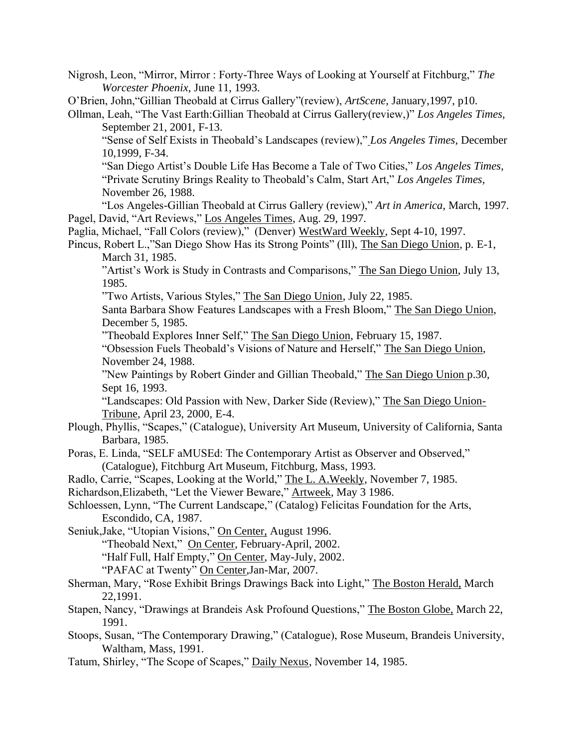Nigrosh, Leon, "Mirror, Mirror : Forty-Three Ways of Looking at Yourself at Fitchburg," *The Worcester Phoenix,* June 11, 1993.

O'Brien, John,"Gillian Theobald at Cirrus Gallery"(review), *ArtScene*, January,1997, p10.

Ollman, Leah, "The Vast Earth:Gillian Theobald at Cirrus Gallery(review,)" *Los Angeles Times,* September 21, 2001, F-13.

"Sense of Self Exists in Theobald's Landscapes (review)," *Los Angeles Times,* December 10,1999, F-34.

"San Diego Artist's Double Life Has Become a Tale of Two Cities," *Los Angeles Times,*

"Private Scrutiny Brings Reality to Theobald's Calm, Start Art," *Los Angeles Times,* November 26, 1988.

"Los Angeles-Gillian Theobald at Cirrus Gallery (review)," *Art in America*, March, 1997.

Pagel, David, "Art Reviews," Los Angeles Times, Aug. 29, 1997.

Paglia, Michael, "Fall Colors (review)," (Denver) WestWard Weekly, Sept 4-10, 1997.

Pincus, Robert L.,"San Diego Show Has its Strong Points" (Ill), The San Diego Union, p. E-1, March 31, 1985.

"Artist's Work is Study in Contrasts and Comparisons," The San Diego Union, July 13, 1985.

"Two Artists, Various Styles," The San Diego Union, July 22, 1985.

Santa Barbara Show Features Landscapes with a Fresh Bloom," The San Diego Union, December 5, 1985.

"Theobald Explores Inner Self," The San Diego Union, February 15, 1987.

"Obsession Fuels Theobald's Visions of Nature and Herself," The San Diego Union, November 24, 1988.

"New Paintings by Robert Ginder and Gillian Theobald," The San Diego Union p.30, Sept 16, 1993.

"Landscapes: Old Passion with New, Darker Side (Review)," The San Diego Union-Tribune, April 23, 2000, E-4.

Plough, Phyllis, "Scapes," (Catalogue), University Art Museum, University of California, Santa Barbara, 1985.

Poras, E. Linda, "SELF aMUSEd: The Contemporary Artist as Observer and Observed," (Catalogue), Fitchburg Art Museum, Fitchburg, Mass, 1993.

Radlo, Carrie, "Scapes, Looking at the World," The L. A.Weekly, November 7, 1985.

Richardson,Elizabeth, "Let the Viewer Beware," Artweek, May 3 1986.

Schloessen, Lynn, "The Current Landscape," (Catalog) Felicitas Foundation for the Arts, Escondido, CA, 1987.

Seniuk,Jake, "Utopian Visions," On Center, August 1996.

"Theobald Next," On Center, February-April, 2002.

"Half Full, Half Empty," On Center, May-July, 2002.

"PAFAC at Twenty" On Center,Jan-Mar, 2007.

Sherman, Mary, "Rose Exhibit Brings Drawings Back into Light," The Boston Herald, March 22,1991.

Stapen, Nancy, "Drawings at Brandeis Ask Profound Questions," The Boston Globe, March 22, 1991.

Stoops, Susan, "The Contemporary Drawing," (Catalogue), Rose Museum, Brandeis University, Waltham, Mass, 1991.

Tatum, Shirley, "The Scope of Scapes," Daily Nexus, November 14, 1985.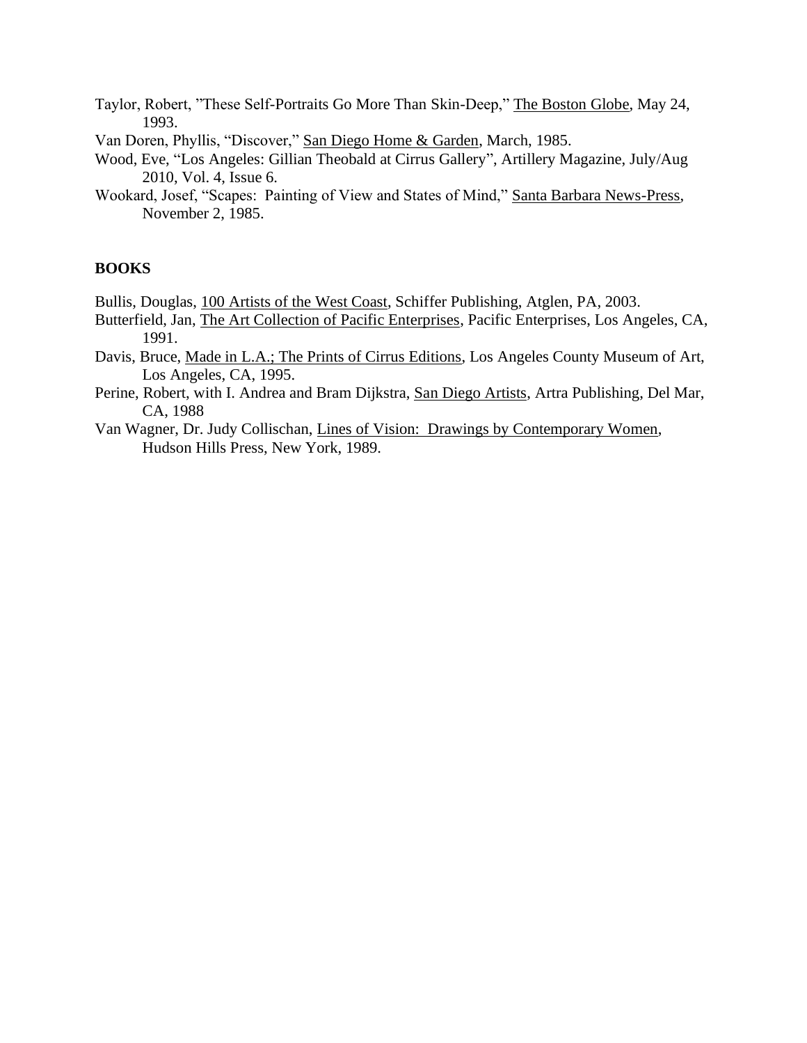Taylor, Robert, "These Self-Portraits Go More Than Skin-Deep," The Boston Globe, May 24, 1993.

Van Doren, Phyllis, "Discover," San Diego Home & Garden, March, 1985.

Wood, Eve, "Los Angeles: Gillian Theobald at Cirrus Gallery", Artillery Magazine, July/Aug 2010, Vol. 4, Issue 6.

Wookard, Josef, "Scapes: Painting of View and States of Mind," Santa Barbara News-Press, November 2, 1985.

**BOOKS**

Bullis, Douglas, 100 Artists of the West Coast, Schiffer Publishing, Atglen, PA, 2003.

Butterfield, Jan, The Art Collection of Pacific Enterprises, Pacific Enterprises, Los Angeles, CA, 1991.

Davis, Bruce, Made in L.A.; The Prints of Cirrus Editions, Los Angeles County Museum of Art, Los Angeles, CA, 1995.

Perine, Robert, with I. Andrea and Bram Dijkstra, San Diego Artists, Artra Publishing, Del Mar, CA, 1988

Van Wagner, Dr. Judy Collischan, Lines of Vision: Drawings by Contemporary Women, Hudson Hills Press, New York, 1989.